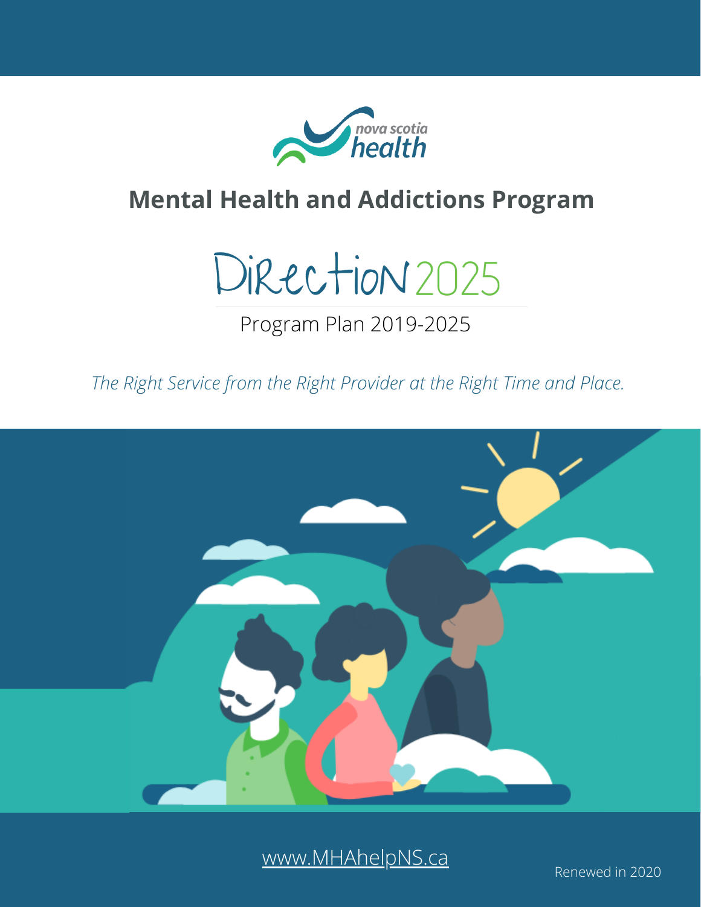nova scotia health

# Mental Health and Addictions Program

# Direction 2025

Program Plan 2019-2025

*The Right Service from the Right Provider at the Right Time and Place.*

www.MHAhelpNS.ca

Renewed in 2020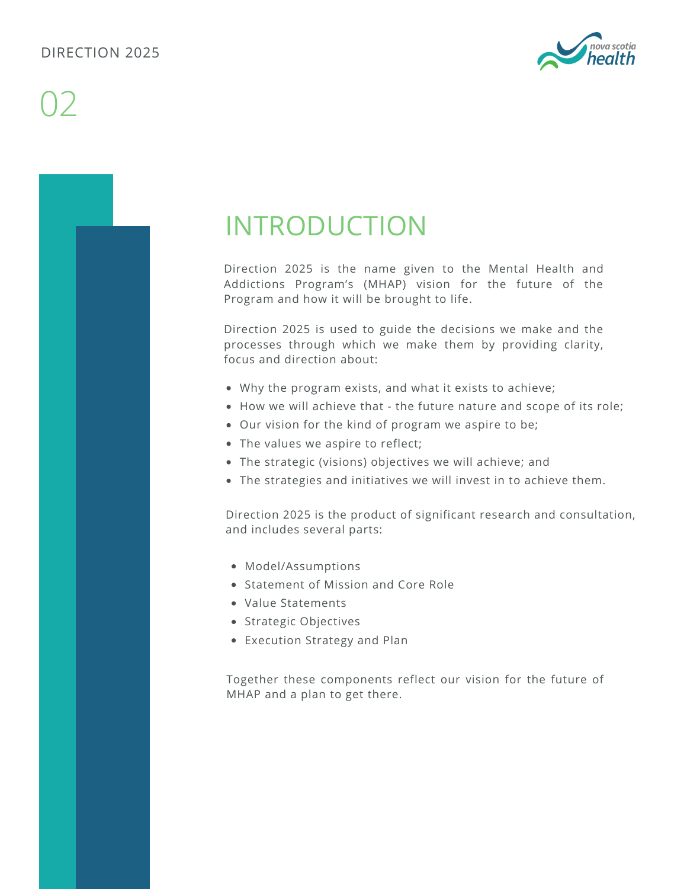# INTRODUCTION

Direction 2025 is the name given to the Mental Health and Addictions Program's (MHAP) vision for the future of the Program and how it will be brought to life.

Direction 2025 is used to guide the decisions we make and the processes through which we make them by providing clarity, focus and direction about:

- Why the program exists, and what it exists to achieve;
- How we will achieve that - the future nature and scope of its role;
- Our vision for the kind of program we aspire to be;
- The values we aspire to reflect;
- The strategic (visions) objectives we will achieve; and
- The strategies and initiatives we will invest in to achieve them.

Direction 2025 is the product of significant research and consultation, and includes several parts:

- Model/Assumptions
- Statement of Mission and Core Role
- Value Statements
- Strategic Objectives
- Execution Strategy and Plan

Together these components reflect our vision for the future of MHAP and a plan to get there.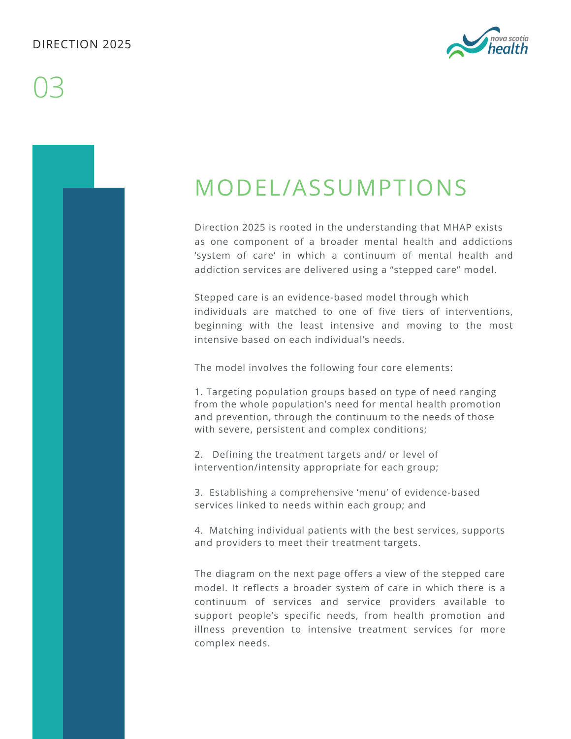# 03

## MODEL/ASSUMPTIONS

Direction 2025 is rooted in the understanding that MHAP exists as one component of a broader mental health and addictions 'system of care' in which a continuum of mental health and addiction services are delivered using a "stepped care" model.

Stepped care is an evidence-based model through which individuals are matched to one of five tiers of interventions, beginning with the least intensive and moving to the most intensive based on each individual's needs.

The model involves the following four core elements:

1. Targeting population groups based on type of need ranging from the whole population's need for mental health promotion and prevention, through the continuum to the needs of those with severe, persistent and complex conditions;

2. Defining the treatment targets and/ or level of intervention/intensity appropriate for each group;

3. Establishing a comprehensive 'menu' of evidence-based services linked to needs within each group; and

4. Matching individual patients with the best services, supports and providers to meet their treatment targets.

The diagram on the next page offers a view of the stepped care model. It reflects a broader system of care in which there is a continuum of services and service providers available to support people's specific needs, from health promotion and illness prevention to intensive treatment services for more complex needs.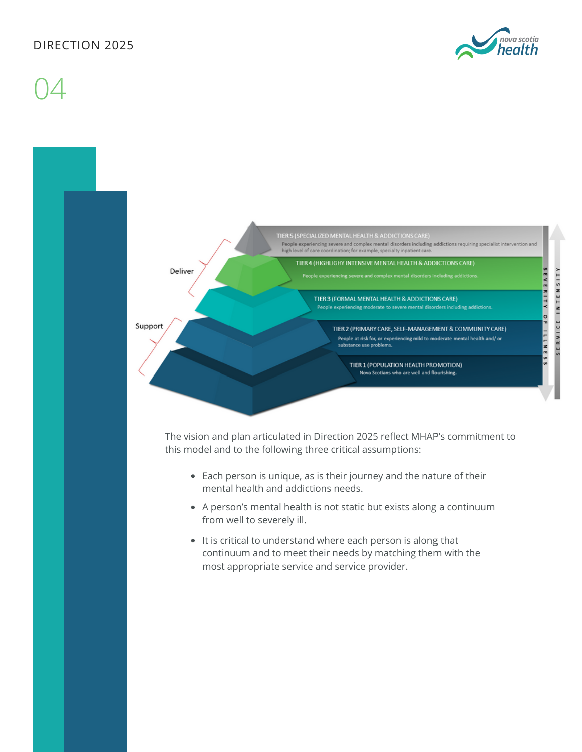Deliver

Support

TIER 5 (SPECIALIZED MENTAL HEALTH & ADDICTIONS CARE)
People experiencing severe and complex mental disorders including addictions requiring specialist intervention and high level of care coordination; for example, specialty inpatient care.

TIER 4 (HIGHLIGHY INTENSIVE MENTAL HEALTH & ADDICTIONS CARE)
People experiencing severe and complex mental disorders including addictions.

TIER 3 (FORMAL MENTAL HEALTH & ADDICTIONS CARE)
People experiencing moderate to severe mental disorders including addictions.

TIER 2 (PRIMARY CARE, SELF-MANAGEMENT & COMMUNITY CARE)
People at risk for, or experiencing mild to moderate mental health and/ or substance use problems.

TIER 1 (POPULATION HEALTH PROMOTION)
Nova Scotians who are well and flourishing.

SEVERITY OF ILLNESS

SERVICE INTENSITY

The vision and plan articulated in Direction 2025 reflect MHAP's commitment to this model and to the following three critical assumptions:

- Each person is unique, as is their journey and the nature of their mental health and addictions needs.
- A person's mental health is not static but exists along a continuum from well to severely ill.
- It is critical to understand where each person is along that continuum and to meet their needs by matching them with the most appropriate service and service provider.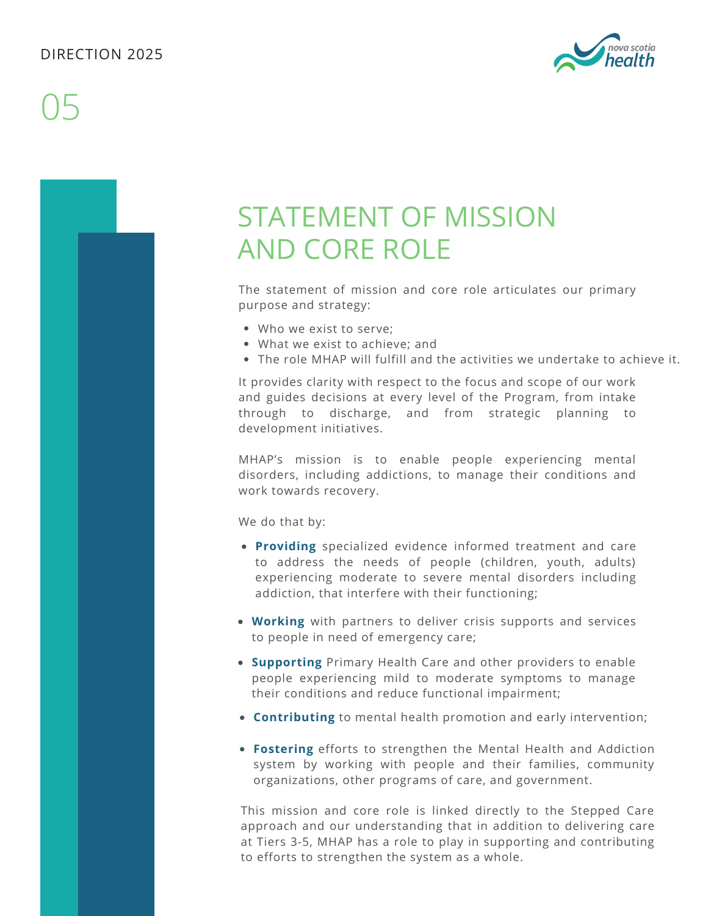# STATEMENT OF MISSION AND CORE ROLE

The statement of mission and core role articulates our primary purpose and strategy:

- Who we exist to serve;
- What we exist to achieve; and
- The role MHAP will fulfill and the activities we undertake to achieve it.

It provides clarity with respect to the focus and scope of our work and guides decisions at every level of the Program, from intake through to discharge, and from strategic planning to development initiatives.

MHAP's mission is to enable people experiencing mental disorders, including addictions, to manage their conditions and work towards recovery.

We do that by:

- **Providing** specialized evidence informed treatment and care to address the needs of people (children, youth, adults) experiencing moderate to severe mental disorders including addiction, that interfere with their functioning;
- **Working** with partners to deliver crisis supports and services to people in need of emergency care;
- **Supporting** Primary Health Care and other providers to enable people experiencing mild to moderate symptoms to manage their conditions and reduce functional impairment;
- **Contributing** to mental health promotion and early intervention;
- **Fostering** efforts to strengthen the Mental Health and Addiction system by working with people and their families, community organizations, other programs of care, and government.

This mission and core role is linked directly to the Stepped Care approach and our understanding that in addition to delivering care at Tiers 3-5, MHAP has a role to play in supporting and contributing to efforts to strengthen the system as a whole.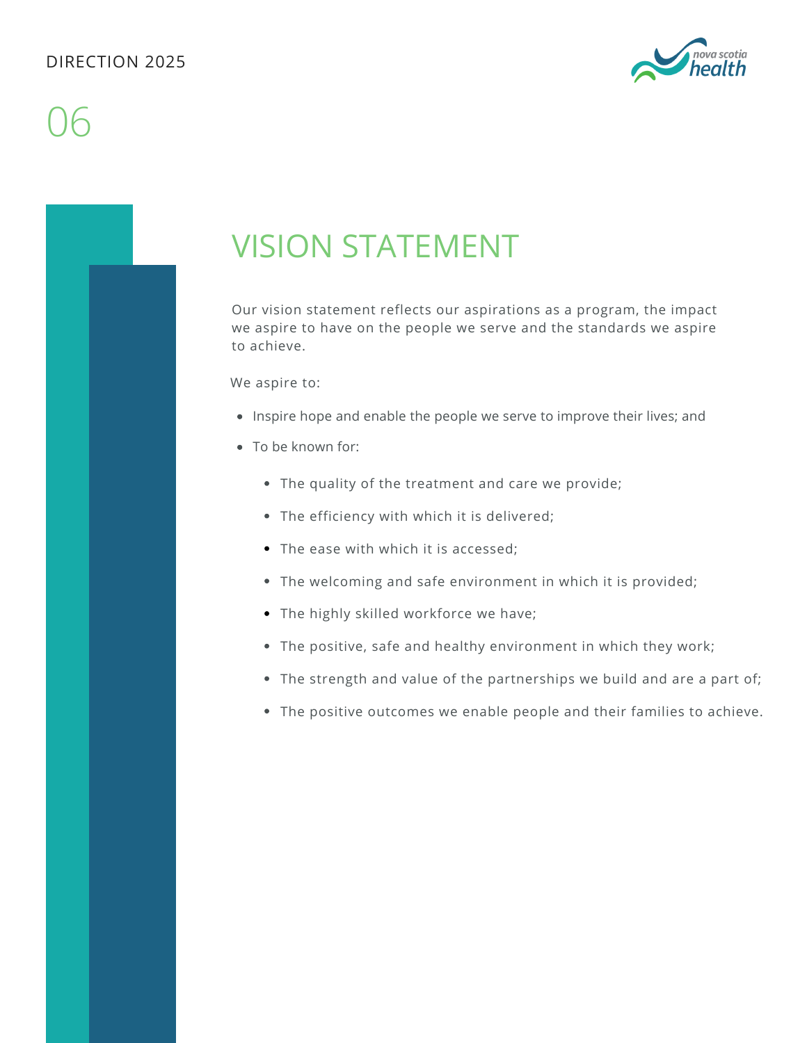## VISION STATEMENT

Our vision statement reflects our aspirations as a program, the impact we aspire to have on the people we serve and the standards we aspire to achieve.

We aspire to:

- Inspire hope and enable the people we serve to improve their lives; and
- To be known for:
  - The quality of the treatment and care we provide;
  - The efficiency with which it is delivered;
  - The ease with which it is accessed;
  - The welcoming and safe environment in which it is provided;
  - The highly skilled workforce we have;
  - The positive, safe and healthy environment in which they work;
  - The strength and value of the partnerships we build and are a part of;
  - The positive outcomes we enable people and their families to achieve.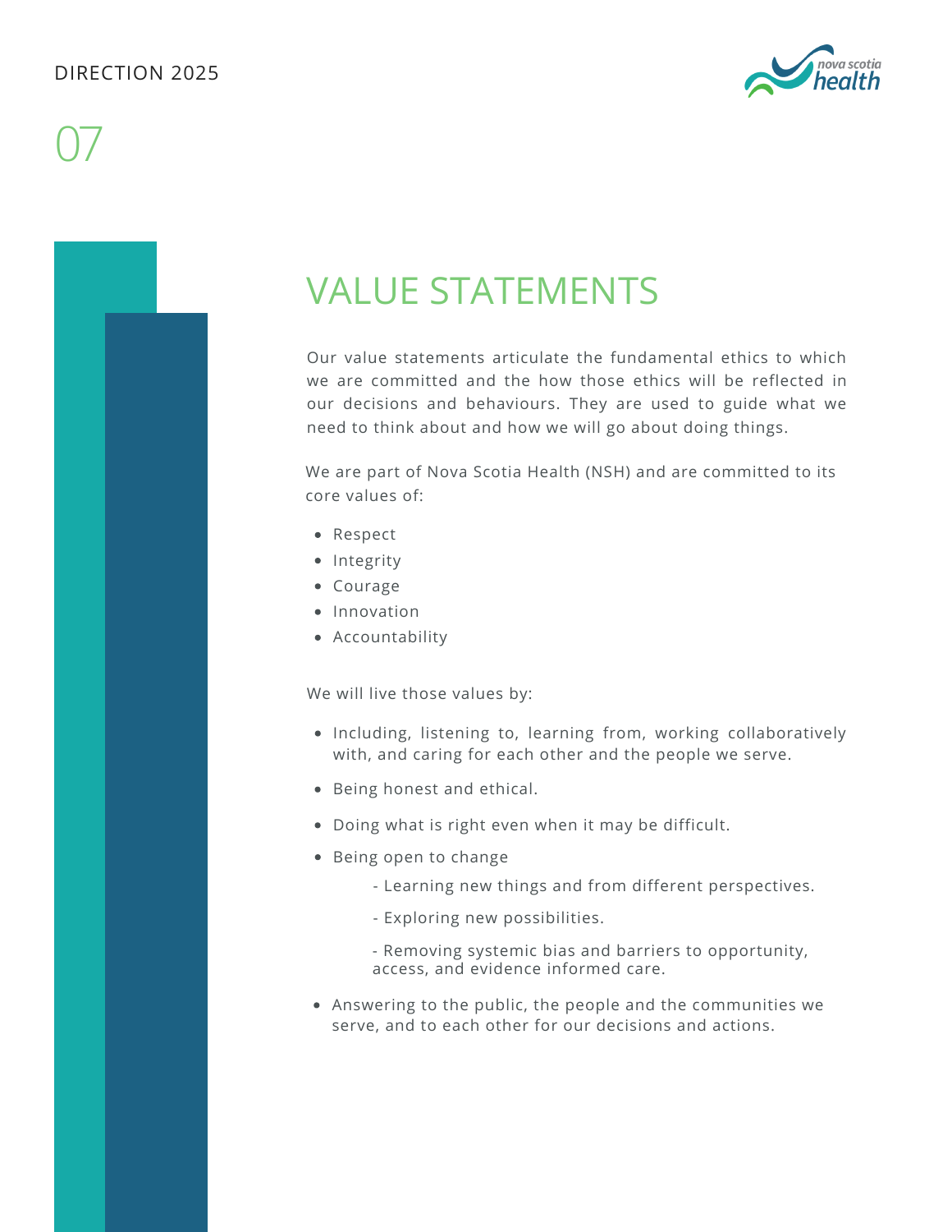# VALUE STATEMENTS

Our value statements articulate the fundamental ethics to which we are committed and the how those ethics will be reflected in our decisions and behaviours. They are used to guide what we need to think about and how we will go about doing things.

We are part of Nova Scotia Health (NSH) and are committed to its core values of:

- Respect
- Integrity
- Courage
- Innovation
- Accountability

We will live those values by:

- Including, listening to, learning from, working collaboratively with, and caring for each other and the people we serve.
- Being honest and ethical.
- Doing what is right even when it may be difficult.
- Being open to change
  - Learning new things and from different perspectives.
  - Exploring new possibilities.
  - Removing systemic bias and barriers to opportunity, access, and evidence informed care.
- Answering to the public, the people and the communities we serve, and to each other for our decisions and actions.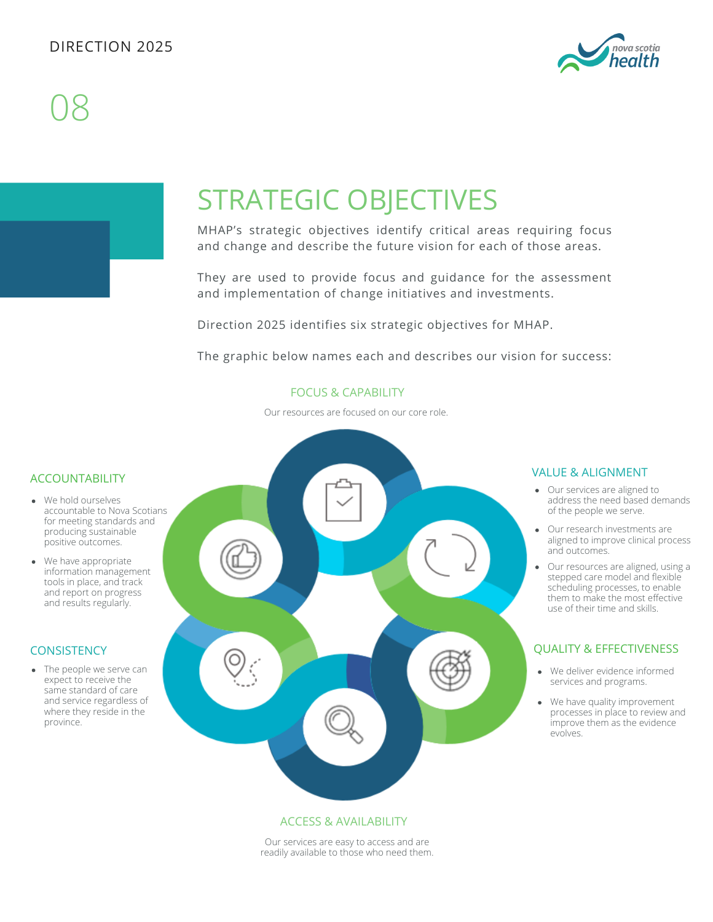# STRATEGIC OBJECTIVES

MHAP's strategic objectives identify critical areas requiring focus and change and describe the future vision for each of those areas.

They are used to provide focus and guidance for the assessment and implementation of change initiatives and investments.

Direction 2025 identifies six strategic objectives for MHAP.

The graphic below names each and describes our vision for success:

## FOCUS & CAPABILITY

Our resources are focused on our core role.

## VALUE & ALIGNMENT

- Our services are aligned to address the need based demands of the people we serve.
- Our research investments are aligned to improve clinical process and outcomes.
- Our resources are aligned, using a stepped care model and flexible scheduling processes, to enable them to make the most effective use of their time and skills.

## QUALITY & EFFECTIVENESS

- We deliver evidence informed services and programs.
- We have quality improvement processes in place to review and improve them as the evidence evolves.

## ACCESS & AVAILABILITY

Our services are easy to access and are readily available to those who need them.

## CONSISTENCY

- The people we serve can expect to receive the same standard of care and service regardless of where they reside in the province.

## ACCOUNTABILITY

- We hold ourselves accountable to Nova Scotians for meeting standards and producing sustainable positive outcomes.
- We have appropriate information management tools in place, and track and report on progress and results regularly.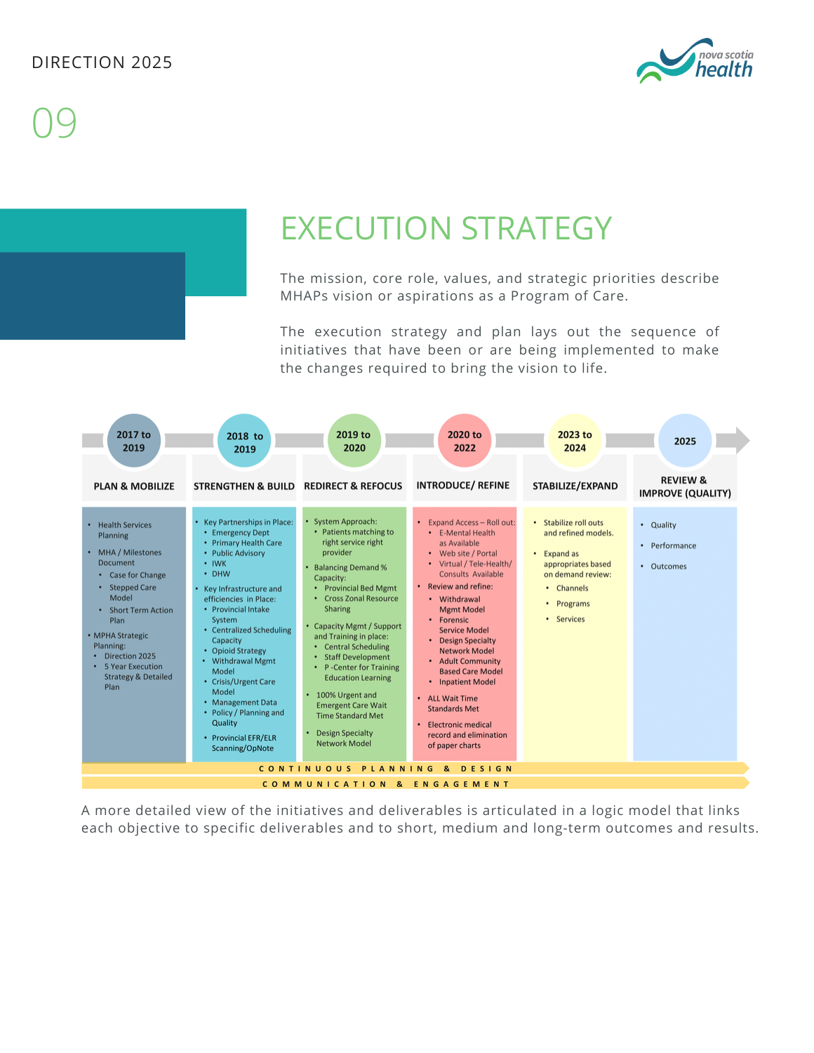# EXECUTION STRATEGY

The mission, core role, values, and strategic priorities describe MHAPs vision or aspirations as a Program of Care.

The execution strategy and plan lays out the sequence of initiatives that have been or are being implemented to make the changes required to bring the vision to life.

| 2017 to 2019 | 2018 to 2019 | 2019 to 2020 | 2020 to 2022 | 2023 to 2024 | 2025 |
|---|---|---|---|---|---|
| **PLAN & MOBILIZE** | **STRENGTHEN & BUILD** | **REDIRECT & REFOCUS** | **INTRODUCE/ REFINE** | **STABILIZE/EXPAND** | **REVIEW & IMPROVE (QUALITY)** |
| • Health Services Planning<br>• MHA / Milestones Document<br>&nbsp;&nbsp;• Case for Change<br>&nbsp;&nbsp;• Stepped Care Model<br>&nbsp;&nbsp;• Short Term Action Plan<br>• MPHA Strategic Planning:<br>&nbsp;&nbsp;• Direction 2025<br>&nbsp;&nbsp;• 5 Year Execution Strategy & Detailed Plan | • Key Partnerships in Place:<br>&nbsp;&nbsp;• Emergency Dept<br>&nbsp;&nbsp;• Primary Health Care<br>&nbsp;&nbsp;• Public Advisory<br>&nbsp;&nbsp;• IWK<br>&nbsp;&nbsp;• DHW<br>• Key Infrastructure and efficiencies in Place:<br>&nbsp;&nbsp;• Provincial Intake System<br>&nbsp;&nbsp;• Centralized Scheduling Capacity<br>&nbsp;&nbsp;• Opioid Strategy<br>&nbsp;&nbsp;• Withdrawal Mgmt Model<br>&nbsp;&nbsp;• Crisis/Urgent Care Model<br>&nbsp;&nbsp;• Management Data<br>&nbsp;&nbsp;• Policy / Planning and Quality<br>&nbsp;&nbsp;• Provincial EFR/ELR Scanning/OpNote | • System Approach:<br>&nbsp;&nbsp;• Patients matching to right service right provider<br>• Balancing Demand % Capacity:<br>&nbsp;&nbsp;• Provincial Bed Mgmt<br>&nbsp;&nbsp;• Cross Zonal Resource Sharing<br>• Capacity Mgmt / Support and Training in place:<br>&nbsp;&nbsp;• Central Scheduling<br>&nbsp;&nbsp;• Staff Development<br>&nbsp;&nbsp;• P -Center for Training Education Learning<br>• 100% Urgent and Emergent Care Wait Time Standard Met<br>• Design Specialty Network Model | • Expand Access – Roll out:<br>&nbsp;&nbsp;• E-Mental Health as Available<br>&nbsp;&nbsp;• Web site / Portal<br>&nbsp;&nbsp;• Virtual / Tele-Health/ Consults Available<br>• Review and refine:<br>&nbsp;&nbsp;• Withdrawal Mgmt Model<br>&nbsp;&nbsp;• Forensic Service Model<br>&nbsp;&nbsp;• Design Specialty Network Model<br>&nbsp;&nbsp;• Adult Community Based Care Model<br>&nbsp;&nbsp;• Inpatient Model<br>• ALL Wait Time Standards Met<br>• Electronic medical record and elimination of paper charts | • Stabilize roll outs and refined models.<br>• Expand as appropriates based on demand review:<br>&nbsp;&nbsp;• Channels<br>&nbsp;&nbsp;• Programs<br>&nbsp;&nbsp;• Services | • Quality<br>• Performance<br>• Outcomes |

CONTINUOUS PLANNING & DESIGN

COMMUNICATION & ENGAGEMENT

A more detailed view of the initiatives and deliverables is articulated in a logic model that links each objective to specific deliverables and to short, medium and long-term outcomes and results.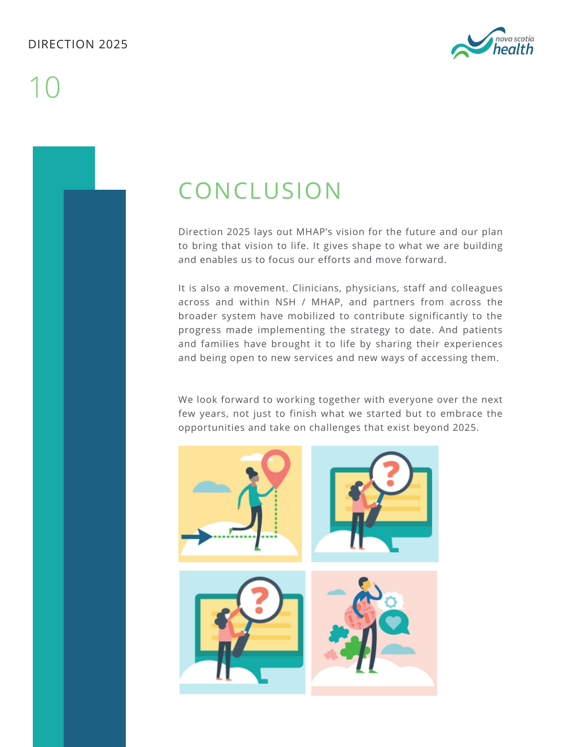# CONCLUSION

Direction 2025 lays out MHAP's vision for the future and our plan to bring that vision to life. It gives shape to what we are building and enables us to focus our efforts and move forward.

It is also a movement. Clinicians, physicians, staff and colleagues across and within NSH / MHAP, and partners from across the broader system have mobilized to contribute significantly to the progress made implementing the strategy to date. And patients and families have brought it to life by sharing their experiences and being open to new services and new ways of accessing them.

We look forward to working together with everyone over the next few years, not just to finish what we started but to embrace the opportunities and take on challenges that exist beyond 2025.